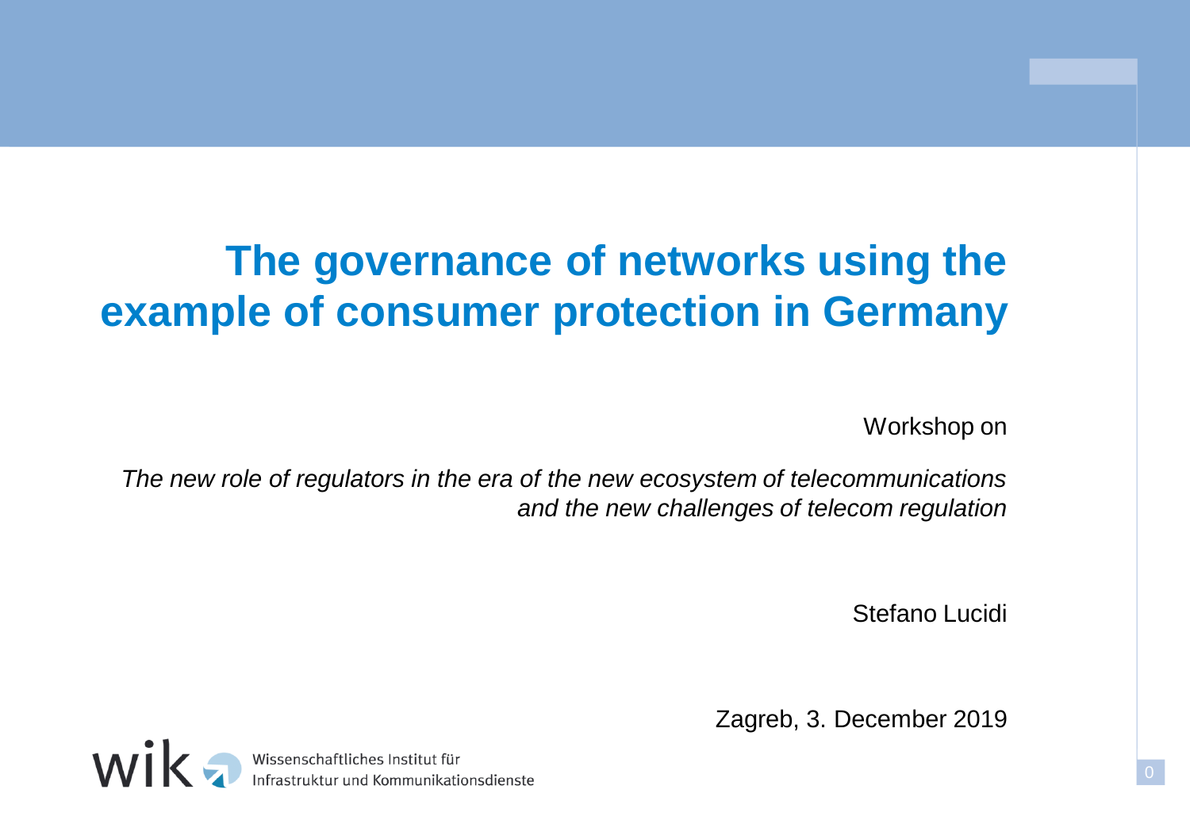# The governance of networks using the example of consumer protection in Germany

Workshop on

*The new role of regulators in the era of the new ecosystem of telecommunications and the new challenges of telecom regulation*

Stefano Lucidi

Zagreb, 3. December 2019

wik Wissenschaftliches Institut für Infrastruktur und Kommunikationsdienste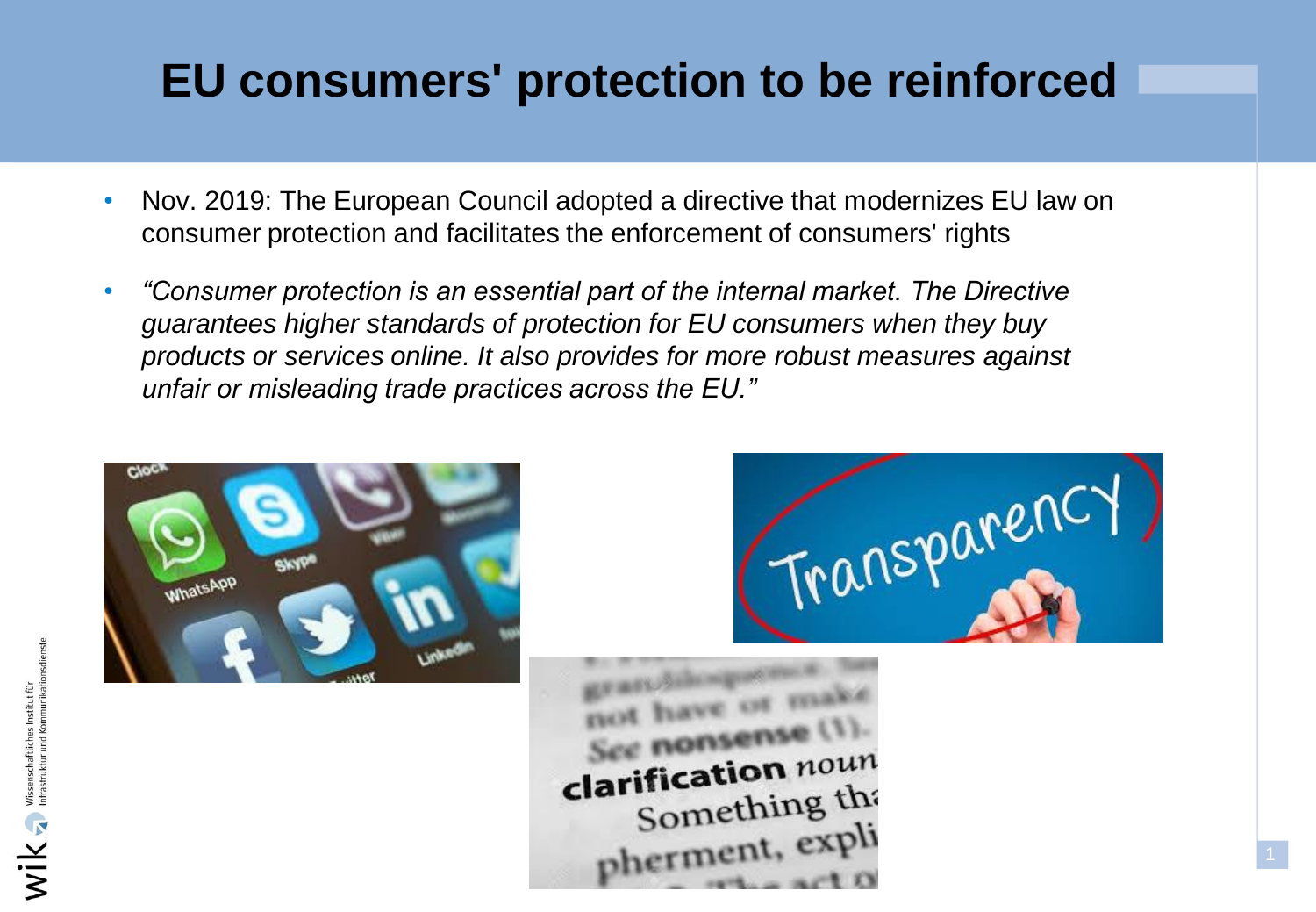# EU consumers' protection to be reinforced

- Nov. 2019: The European Council adopted a directive that modernizes EU law on consumer protection and facilitates the enforcement of consumers' rights
- *"Consumer protection is an essential part of the internal market. The Directive guarantees higher standards of protection for EU consumers when they buy products or services online. It also provides for more robust measures against unfair or misleading trade practices across the EU."*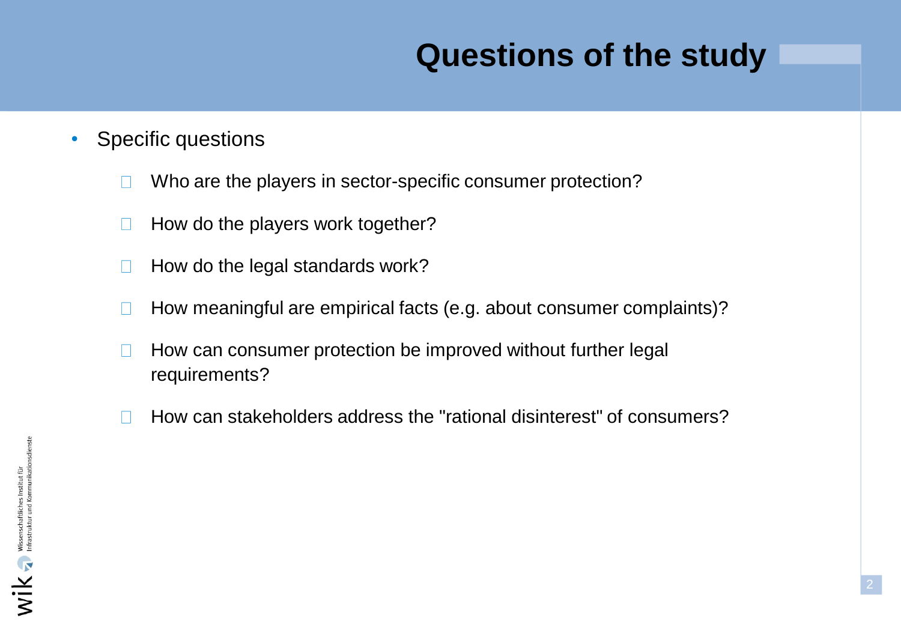# Questions of the study

- Specific questions
  - Who are the players in sector-specific consumer protection?
  - How do the players work together?
  - How do the legal standards work?
  - How meaningful are empirical facts (e.g. about consumer complaints)?
  - How can consumer protection be improved without further legal requirements?
  - How can stakeholders address the "rational disinterest" of consumers?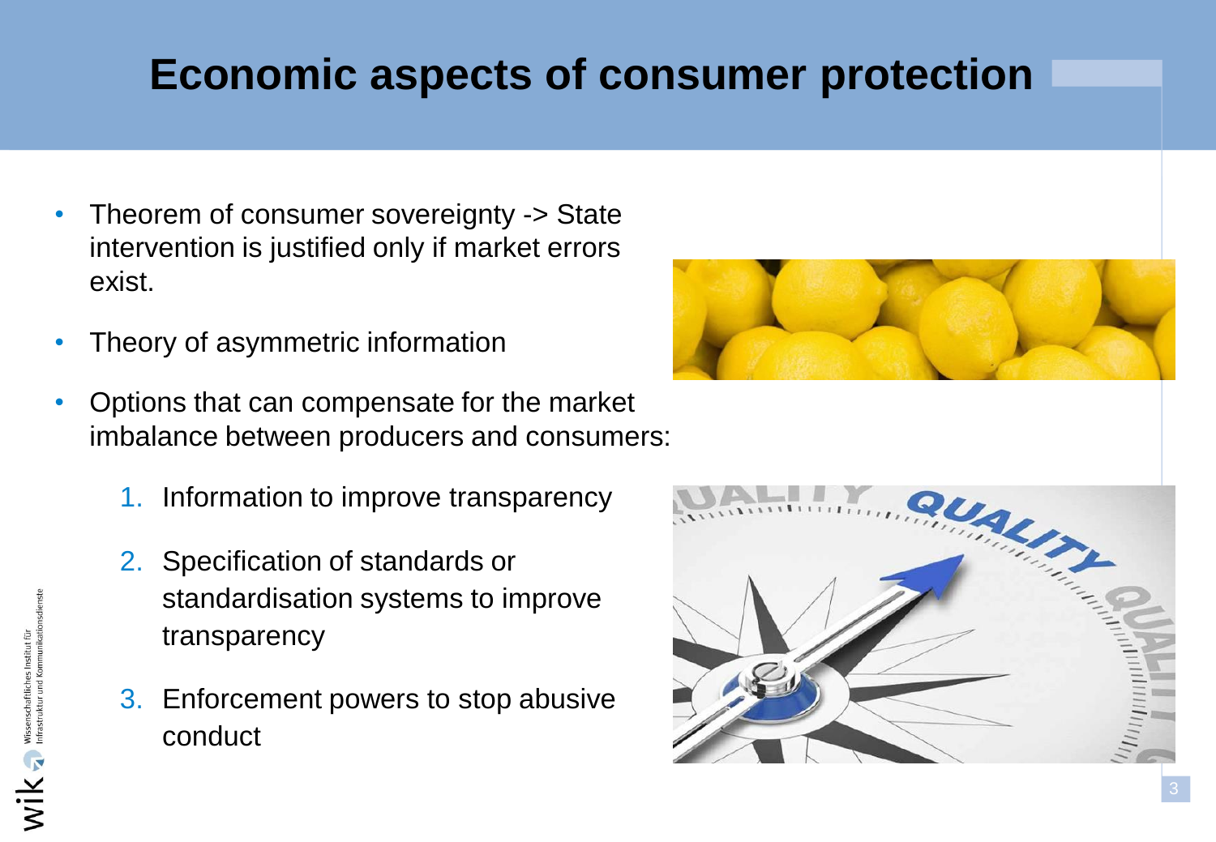# Economic aspects of consumer protection

- Theorem of consumer sovereignty -> State intervention is justified only if market errors exist.
- Theory of asymmetric information
- Options that can compensate for the market imbalance between producers and consumers:
  1. Information to improve transparency
  2. Specification of standards or standardisation systems to improve transparency
  3. Enforcement powers to stop abusive conduct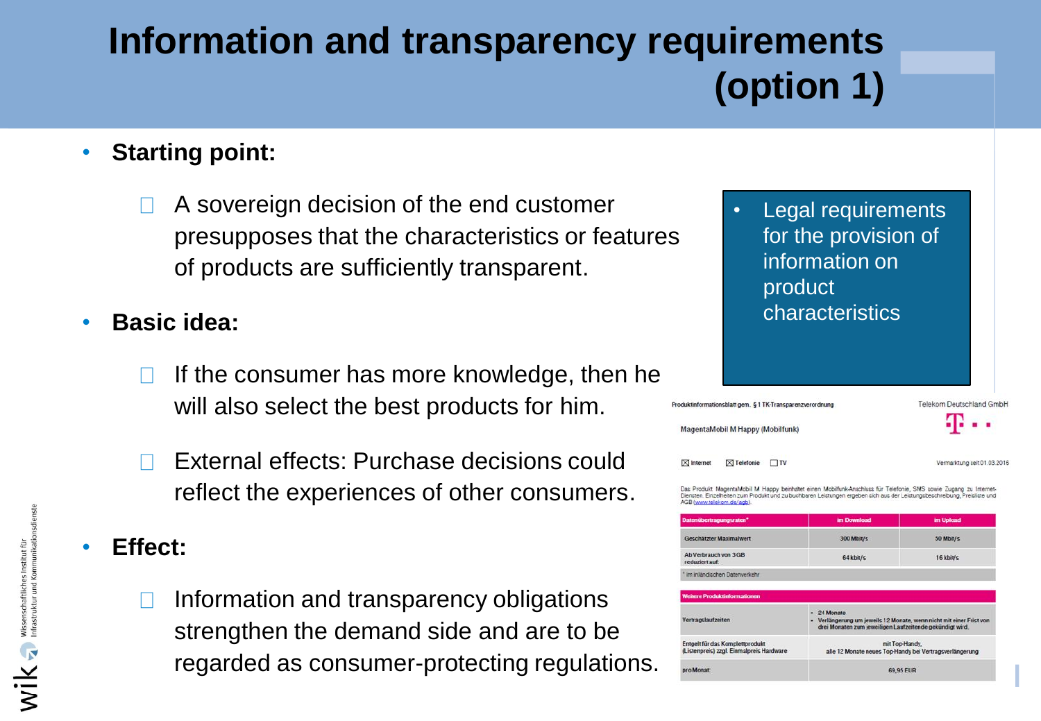# Information and transparency requirements (option 1)

- **Starting point:**
  - A sovereign decision of the end customer presupposes that the characteristics or features of products are sufficiently transparent.
- **Basic idea:**
  - If the consumer has more knowledge, then he will also select the best products for him.
  - External effects: Purchase decisions could reflect the experiences of other consumers.
- **Effect:**
  - Information and transparency obligations strengthen the demand side and are to be regarded as consumer-protecting regulations.

- Legal requirements for the provision of information on product characteristics

Produktinformationsblatt gem. § 1 TK-Transparenzverordnung — Telekom Deutschland GmbH

MagentaMobil M Happy (Mobilfunk)

☒ Internet ☒ Telefonie ☐ TV — Vermarktung seit 01.03.2016

Das Produkt MagentaMobil M Happy beinhaltet einen Mobilfunk-Anschluss für Telefonie, SMS sowie Zugang zu Internet-Diensten. Einzelheiten zum Produkt und zu buchbaren Leistungen ergeben sich aus der Leistungsbeschreibung, Preisliste und AGB (www.telekom.de/agb).

| Datenübertragungsraten* | im Download | im Upload |
|---|---|---|
| Geschätzter Maximalwert | 300 Mbit/s | 30 Mbit/s |
| Ab Verbrauch von 3 GB reduziert auf: | 64 kbit/s | 16 kbit/s |

\* im inländischen Datenverkehr

| Weitere Produktinformationen | |
|---|---|
| Vertragslaufzeiten | - 24 Monate<br>- Verlängerung um jeweils 12 Monate, wenn nicht mit einer Frist von drei Monaten zum jeweiligen Laufzeitende gekündigt wird. |
| Entgelt für das Komplettprodukt (Listenpreis) zzgl. Einmalpreis Hardware | mit Top-Handy, alle 12 Monate neues Top-Handy bei Vertragsverlängerung |
| pro Monat: | 69,95 EUR |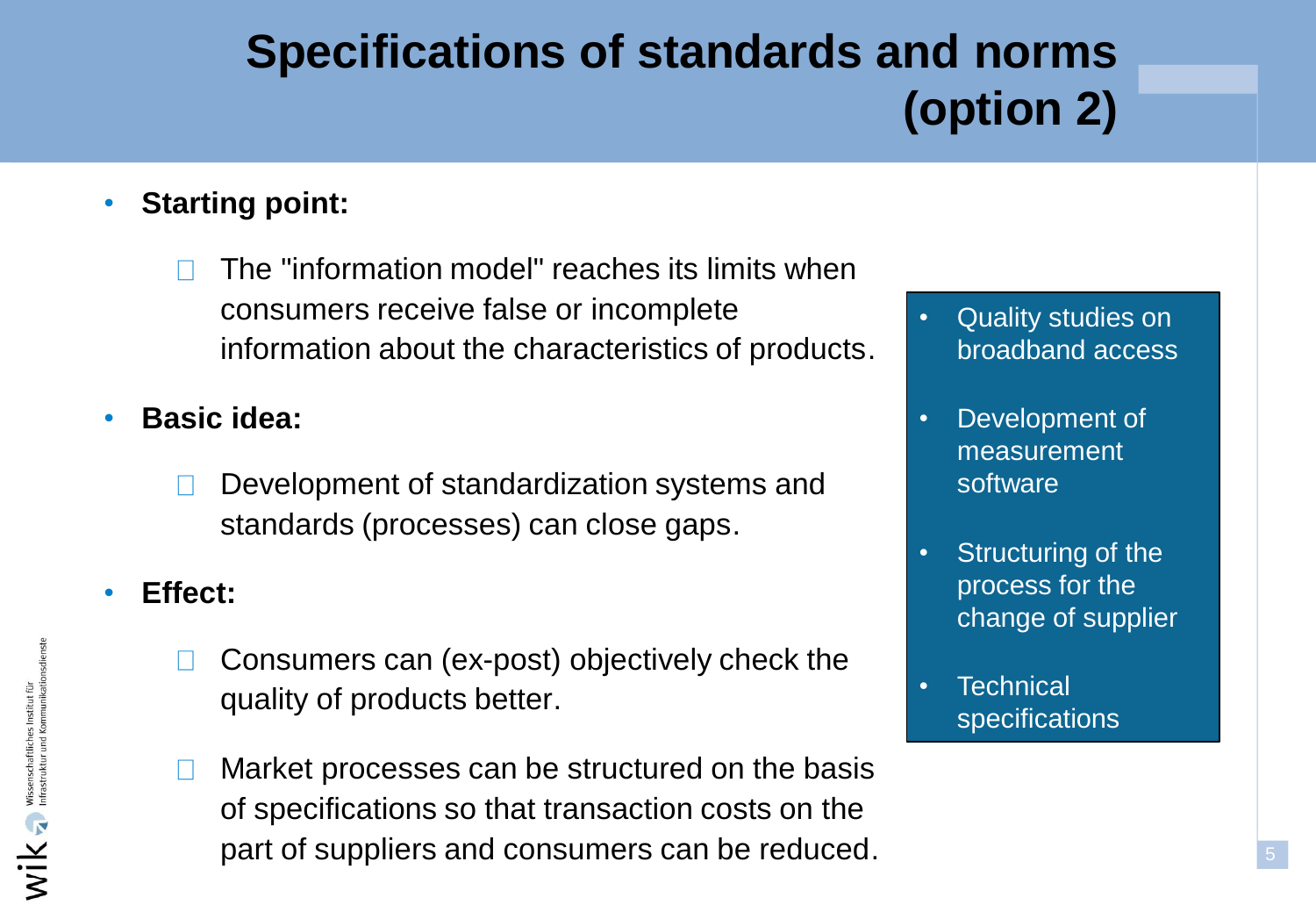# Specifications of standards and norms (option 2)

- **Starting point:**
  - The "information model" reaches its limits when consumers receive false or incomplete information about the characteristics of products.
- **Basic idea:**
  - Development of standardization systems and standards (processes) can close gaps.
- **Effect:**
  - Consumers can (ex-post) objectively check the quality of products better.
  - Market processes can be structured on the basis of specifications so that transaction costs on the part of suppliers and consumers can be reduced.

- Quality studies on broadband access
- Development of measurement software
- Structuring of the process for the change of supplier
- Technical specifications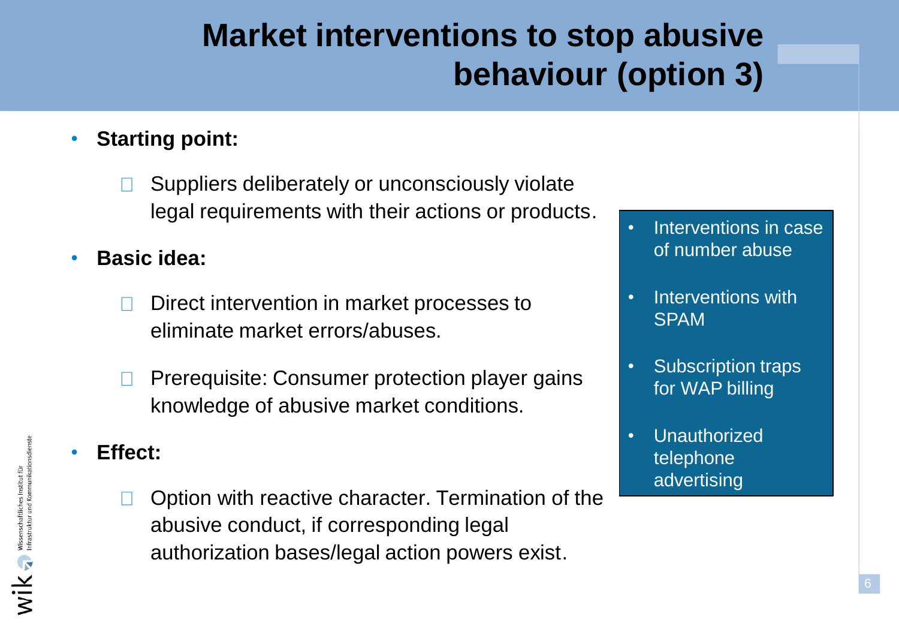# Market interventions to stop abusive behaviour (option 3)

- **Starting point:**
  - Suppliers deliberately or unconsciously violate legal requirements with their actions or products.
- **Basic idea:**
  - Direct intervention in market processes to eliminate market errors/abuses.
  - Prerequisite: Consumer protection player gains knowledge of abusive market conditions.
- **Effect:**
  - Option with reactive character. Termination of the abusive conduct, if corresponding legal authorization bases/legal action powers exist.

- Interventions in case of number abuse
- Interventions with SPAM
- Subscription traps for WAP billing
- Unauthorized telephone advertising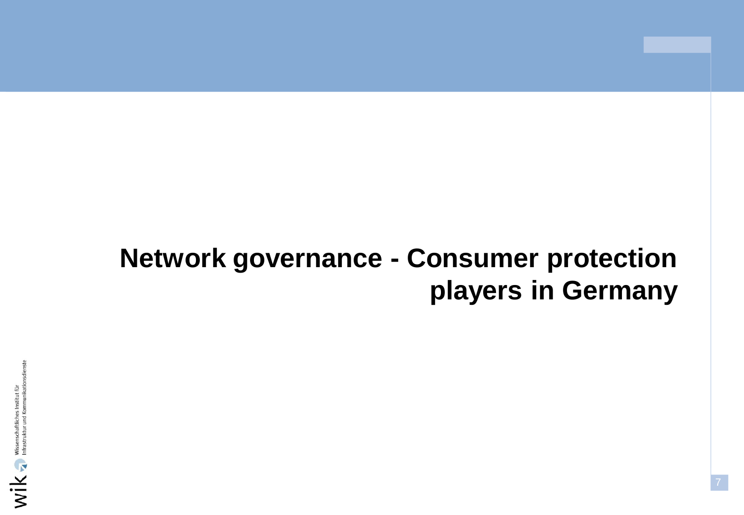# Network governance - Consumer protection players in Germany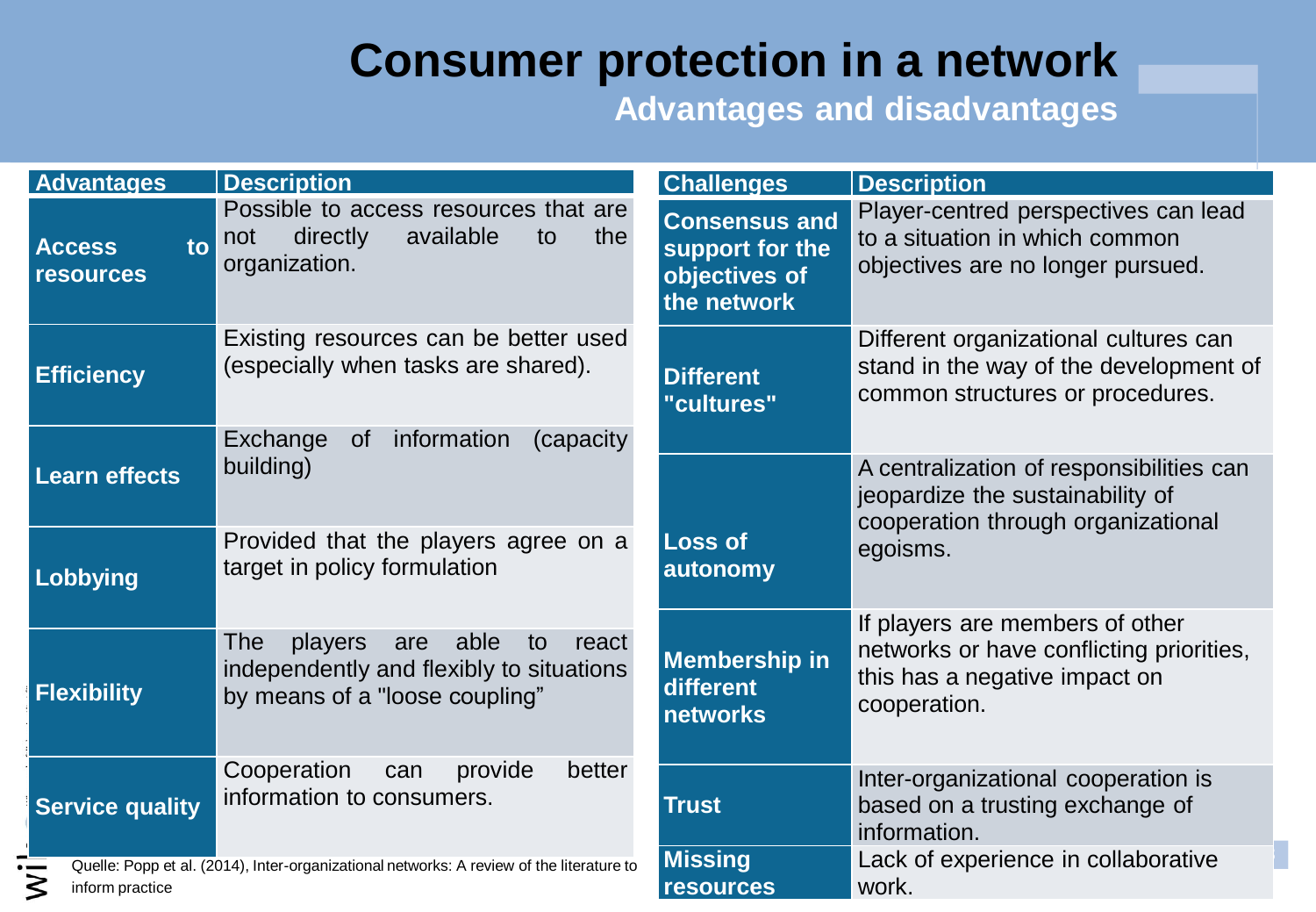# Consumer protection in a network

## Advantages and disadvantages

| Advantages | Description |
|---|---|
| **Access to resources** | Possible to access resources that are not directly available to the organization. |
| **Efficiency** | Existing resources can be better used (especially when tasks are shared). |
| **Learn effects** | Exchange of information (capacity building) |
| **Lobbying** | Provided that the players agree on a target in policy formulation |
| **Flexibility** | The players are able to react independently and flexibly to situations by means of a "loose coupling" |
| **Service quality** | Cooperation can provide better information to consumers. |

| Challenges | Description |
|---|---|
| **Consensus and support for the objectives of the network** | Player-centred perspectives can lead to a situation in which common objectives are no longer pursued. |
| **Different "cultures"** | Different organizational cultures can stand in the way of the development of common structures or procedures. |
| **Loss of autonomy** | A centralization of responsibilities can jeopardize the sustainability of cooperation through organizational egoisms. |
| **Membership in different networks** | If players are members of other networks or have conflicting priorities, this has a negative impact on cooperation. |
| **Trust** | Inter-organizational cooperation is based on a trusting exchange of information. |
| **Missing resources** | Lack of experience in collaborative work. |

Quelle: Popp et al. (2014), Inter-organizational networks: A review of the literature to inform practice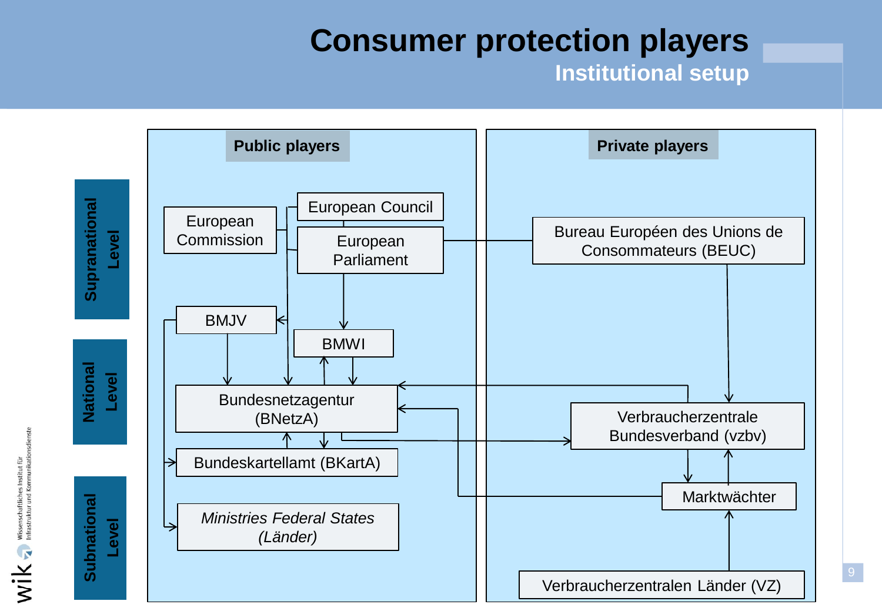# Consumer protection players

## Institutional setup

**Supranational Level**

**National Level**

**Subnational Level**

**Public players**

European Commission

European Council

European Parliament

BMJV

BMWI

Bundesnetzagentur (BNetzA)

Bundeskartellamt (BKartA)

*Ministries Federal States (Länder)*

**Private players**

Bureau Européen des Unions de Consommateurs (BEUC)

Verbraucherzentrale Bundesverband (vzbv)

Marktwächter

Verbraucherzentralen Länder (VZ)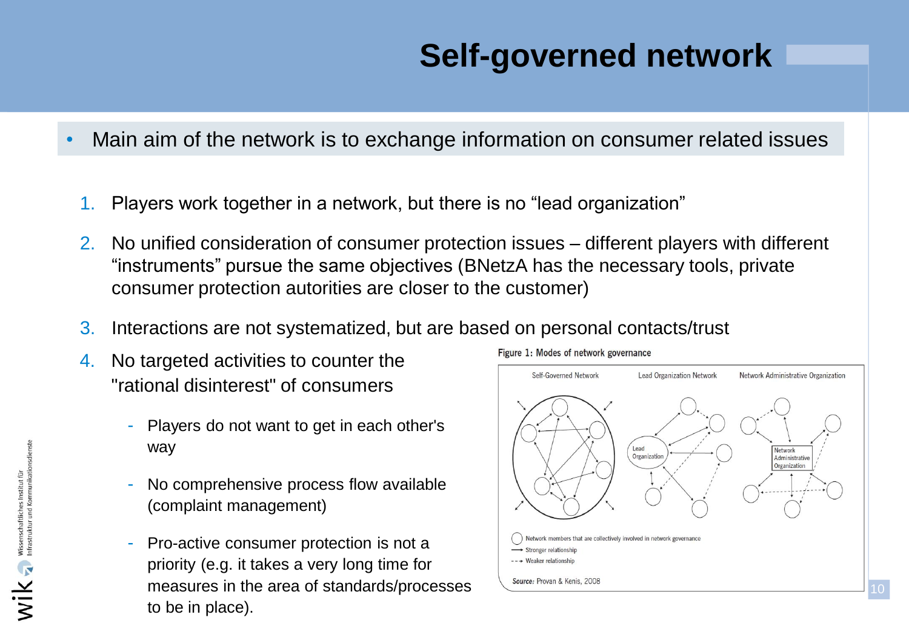# Self-governed network

- Main aim of the network is to exchange information on consumer related issues

1. Players work together in a network, but there is no "lead organization"
2. No unified consideration of consumer protection issues – different players with different "instruments" pursue the same objectives (BNetzA has the necessary tools, private consumer protection autorities are closer to the customer)
3. Interactions are not systematized, but are based on personal contacts/trust
4. No targeted activities to counter the "rational disinterest" of consumers
   - Players do not want to get in each other's way
   - No comprehensive process flow available (complaint management)
   - Pro-active consumer protection is not a priority (e.g. it takes a very long time for measures in the area of standards/processes to be in place).

Figure 1: Modes of network governance

Self-Governed Network | Lead Organization Network | Network Administrative Organization

Network members that are collectively involved in network governance

Stronger relationship

Weaker relationship

*Source:* Provan & Kenis, 2008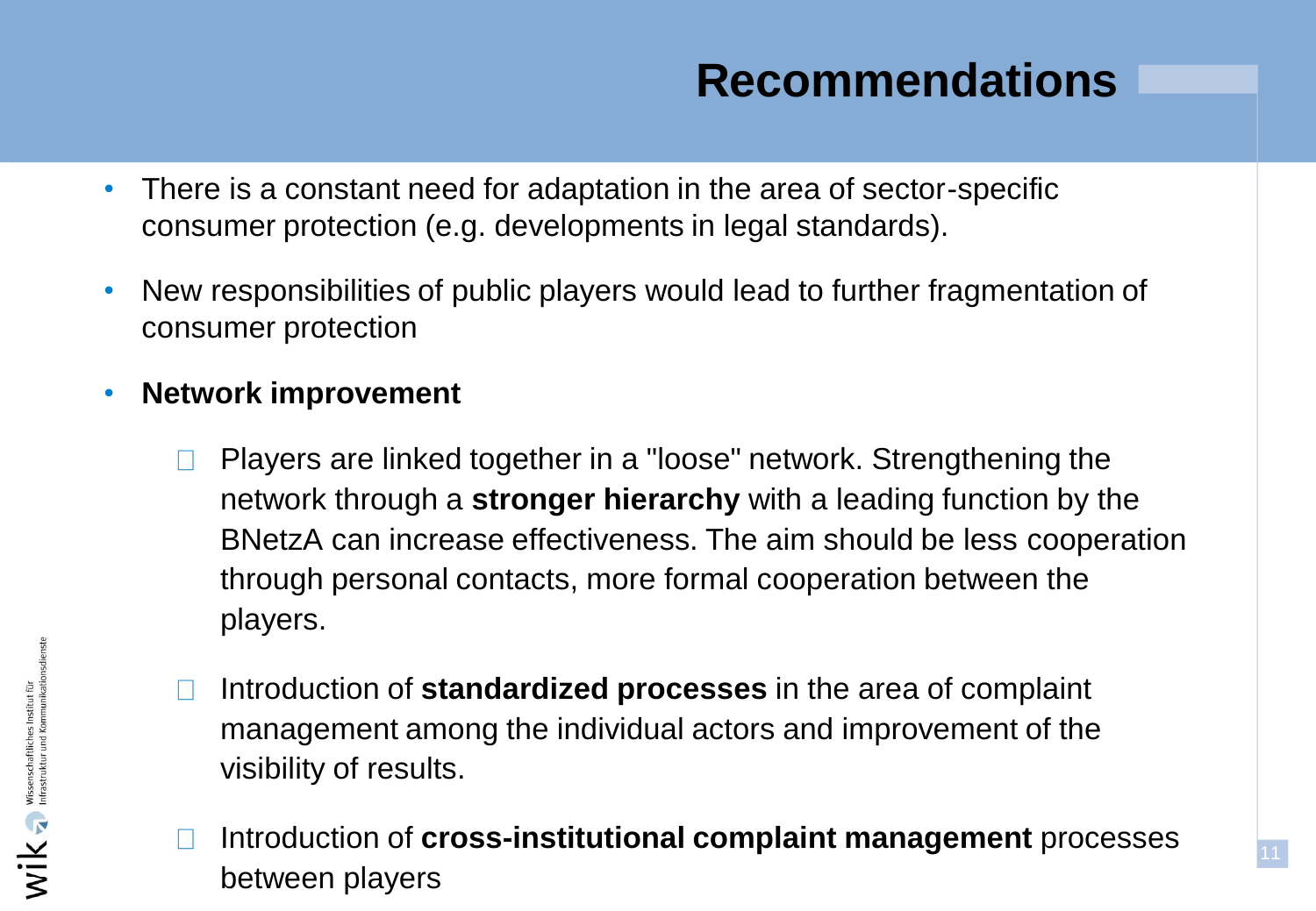# Recommendations

- There is a constant need for adaptation in the area of sector-specific consumer protection (e.g. developments in legal standards).
- New responsibilities of public players would lead to further fragmentation of consumer protection
- **Network improvement**
  - Players are linked together in a "loose" network. Strengthening the network through a **stronger hierarchy** with a leading function by the BNetzA can increase effectiveness. The aim should be less cooperation through personal contacts, more formal cooperation between the players.
  - Introduction of **standardized processes** in the area of complaint management among the individual actors and improvement of the visibility of results.
  - Introduction of **cross-institutional complaint management** processes between players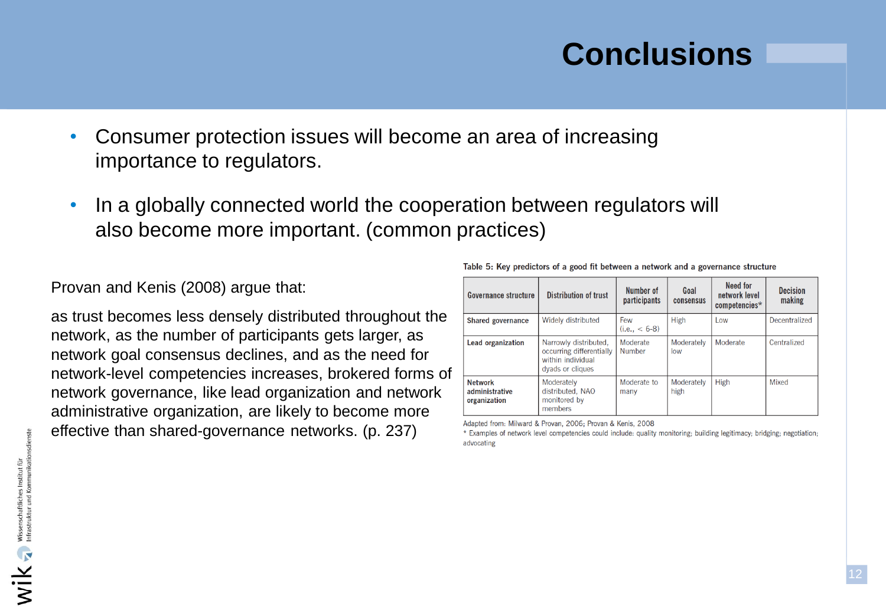# Conclusions

- Consumer protection issues will become an area of increasing importance to regulators.
- In a globally connected world the cooperation between regulators will also become more important. (common practices)

Provan and Kenis (2008) argue that:

as trust becomes less densely distributed throughout the network, as the number of participants gets larger, as network goal consensus declines, and as the need for network-level competencies increases, brokered forms of network governance, like lead organization and network administrative organization, are likely to become more effective than shared-governance networks. (p. 237)

Table 5: Key predictors of a good fit between a network and a governance structure

| Governance structure | Distribution of trust | Number of participants | Goal consensus | Need for network level competencies* | Decision making |
|---|---|---|---|---|---|
| **Shared governance** | Widely distributed | Few (i.e., < 6-8) | High | Low | Decentralized |
| **Lead organization** | Narrowly distributed, occurring differentially within individual dyads or cliques | Moderate Number | Moderately low | Moderate | Centralized |
| **Network administrative organization** | Moderately distributed, NAO monitored by members | Moderate to many | Moderately high | High | Mixed |

Adapted from: Milward & Provan, 2006; Provan & Kenis, 2008

\* Examples of network level competencies could include: quality monitoring; building legitimacy; bridging; negotiation; advocating

wik Wissenschaftliches Institut für Infrastruktur und Kommunikationsdienste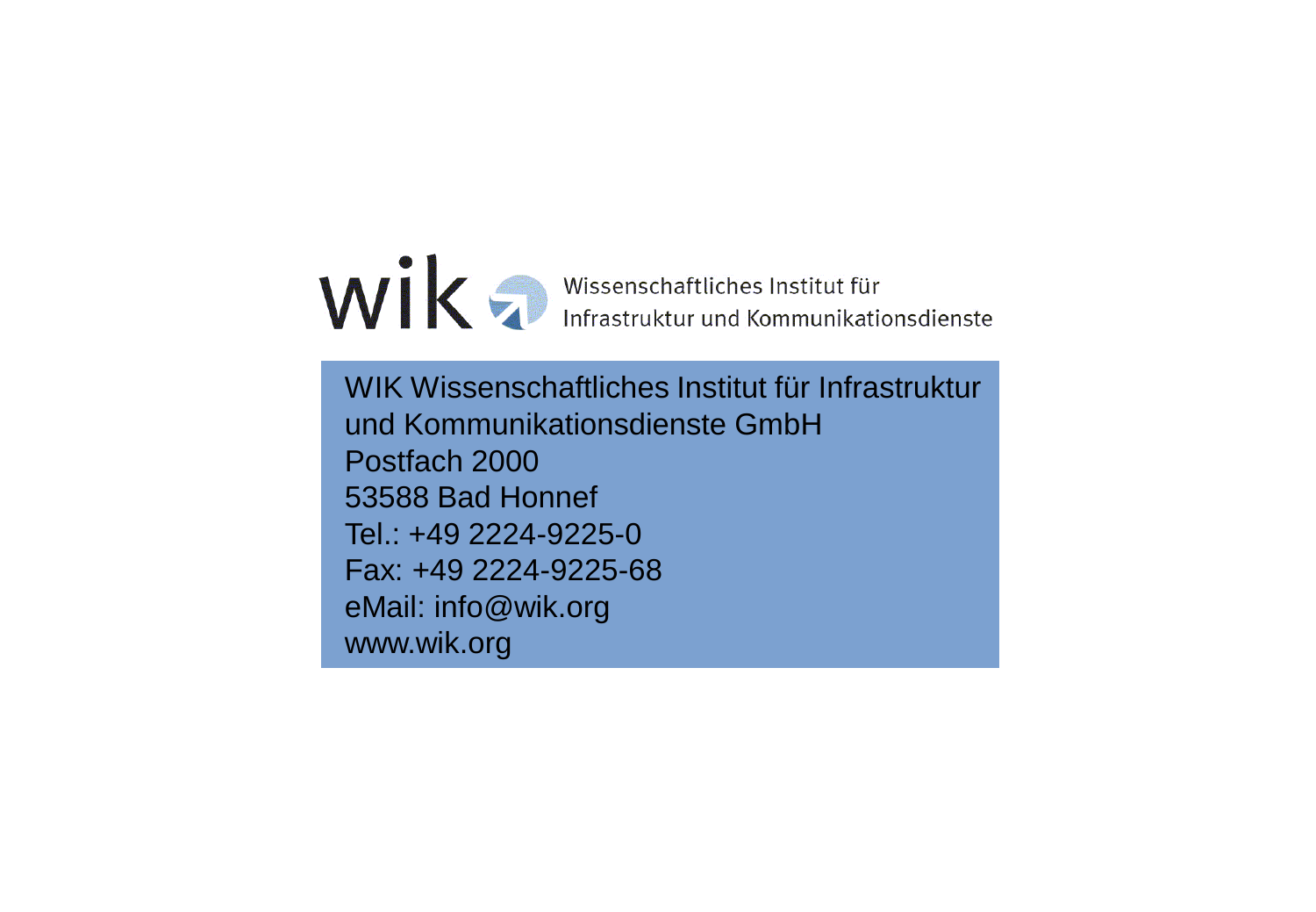wik Wissenschaftliches Institut für Infrastruktur und Kommunikationsdienste

WIK Wissenschaftliches Institut für Infrastruktur und Kommunikationsdienste GmbH
Postfach 2000
53588 Bad Honnef
Tel.: +49 2224-9225-0
Fax: +49 2224-9225-68
eMail: info@wik.org
www.wik.org